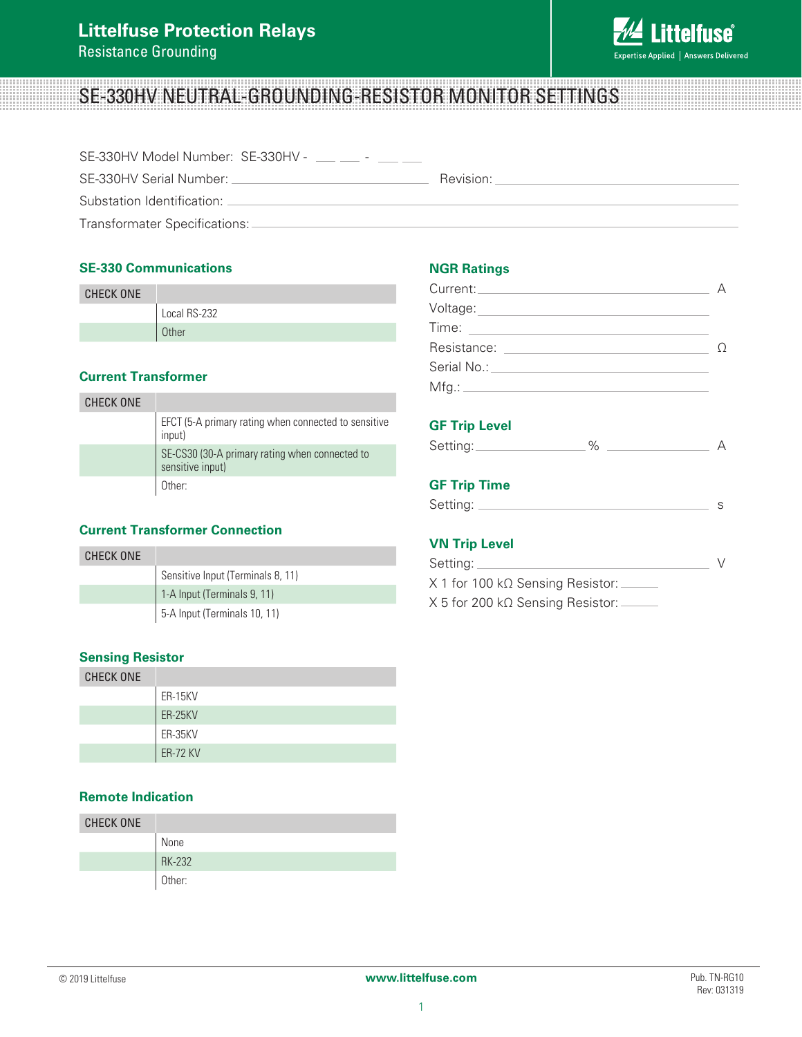# SE-330HV NEUTRAL-GROUNDING-RESISTOR MONITOR SETTINGS

SE-330HV Model Number: SE-330HV - ___ ___ - ___ ___

SE-330HV Serial Number: ______________________ Revision: ______________________

Substation Identification: ______________________

Transformater Specifications: ______________________

## SE-330 Communications

| CHECK ONE | |
|---|---|
| | Local RS-232 |
| | Other |

## Current Transformer

| CHECK ONE | |
|---|---|
| | EFCT (5-A primary rating when connected to sensitive input) |
| | SE-CS30 (30-A primary rating when connected to sensitive input) |
| | Other: |

## Current Transformer Connection

| CHECK ONE | |
|---|---|
| | Sensitive Input (Terminals 8, 11) |
| | 1-A Input (Terminals 9, 11) |
| | 5-A Input (Terminals 10, 11) |

## Sensing Resistor

| CHECK ONE | |
|---|---|
| | ER-15KV |
| | ER-25KV |
| | ER-35KV |
| | ER-72 KV |

## Remote Indication

| CHECK ONE | |
|---|---|
| | None |
| | RK-232 |
| | Other: |

## NGR Ratings

Current: ______________________ A

Voltage: ______________________

Time: ______________________

Resistance: ______________________ Ω

Serial No.: ______________________

Mfg.: ______________________

## GF Trip Level

Setting: ____________ % ____________ A

## GF Trip Time

Setting: ______________________ s

## VN Trip Level

Setting: ______________________ V

X 1 for 100 kΩ Sensing Resistor: ______

X 5 for 200 kΩ Sensing Resistor: ______

© 2019 Littelfuse www.littelfuse.com Pub. TN-RG10 Rev: 031319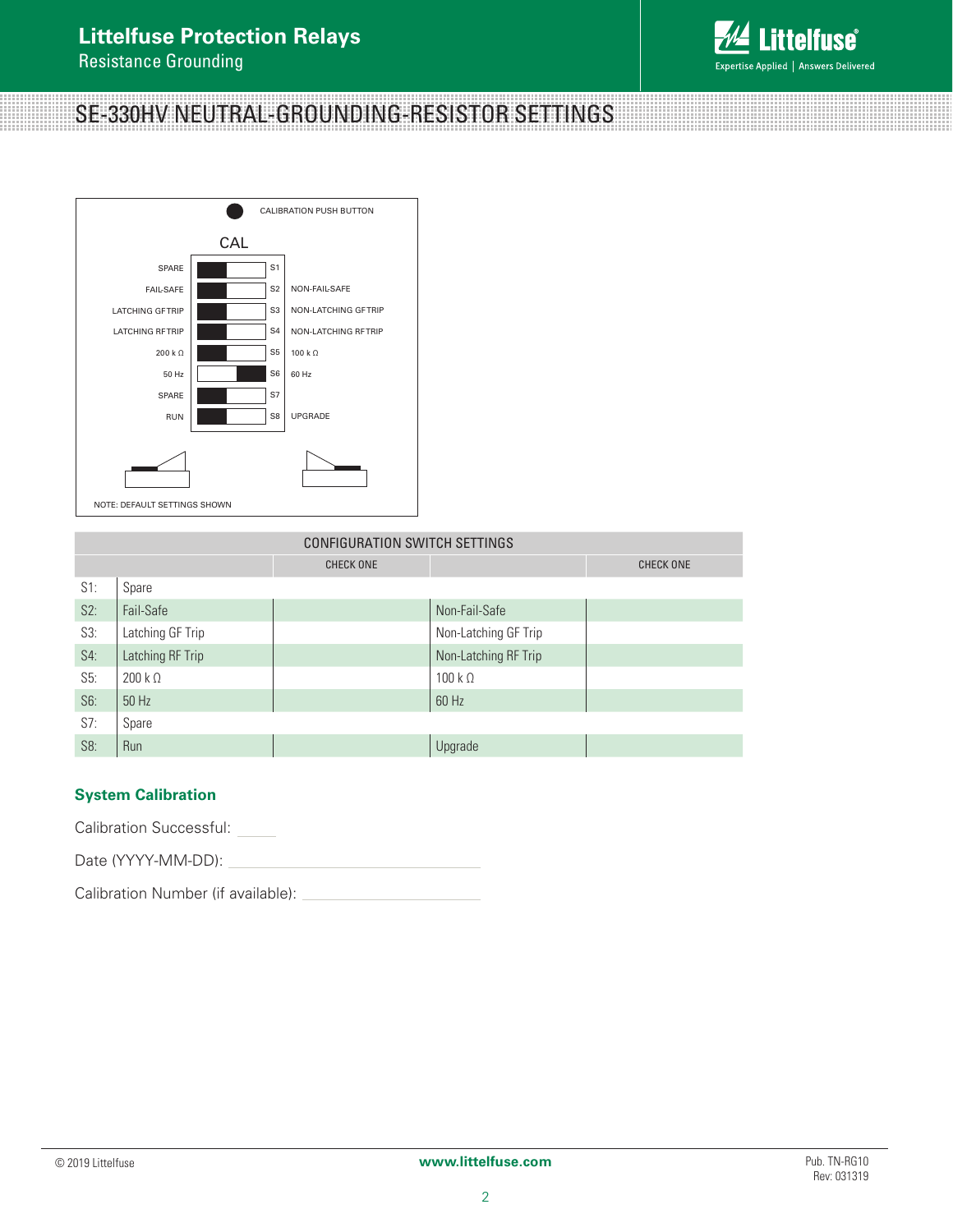## SE-330HV NEUTRAL-GROUNDING-RESISTOR SETTINGS

CALIBRATION PUSH BUTTON

CAL

| | Switch | |
|---|---|---|
| SPARE | S1 | |
| FAIL-SAFE | S2 | NON-FAIL-SAFE |
| LATCHING GF TRIP | S3 | NON-LATCHING GF TRIP |
| LATCHING RF TRIP | S4 | NON-LATCHING RF TRIP |
| 200 k Ω | S5 | 100 k Ω |
| 50 Hz | S6 | 60 Hz |
| SPARE | S7 | |
| RUN | S8 | UPGRADE |

NOTE: DEFAULT SETTINGS SHOWN

| CONFIGURATION SWITCH SETTINGS | | | | |
|---|---|---|---|---|
| | | CHECK ONE | | CHECK ONE |
| S1: | Spare | | | |
| S2: | Fail-Safe | | Non-Fail-Safe | |
| S3: | Latching GF Trip | | Non-Latching GF Trip | |
| S4: | Latching RF Trip | | Non-Latching RF Trip | |
| S5: | 200 k Ω | | 100 k Ω | |
| S6: | 50 Hz | | 60 Hz | |
| S7: | Spare | | | |
| S8: | Run | | Upgrade | |

### System Calibration

Calibration Successful: ____

Date (YYYY-MM-DD): ____________________

Calibration Number (if available): ____________________

© 2019 Littelfuse

www.littelfuse.com

Pub. TN-RG10
Rev: 031319